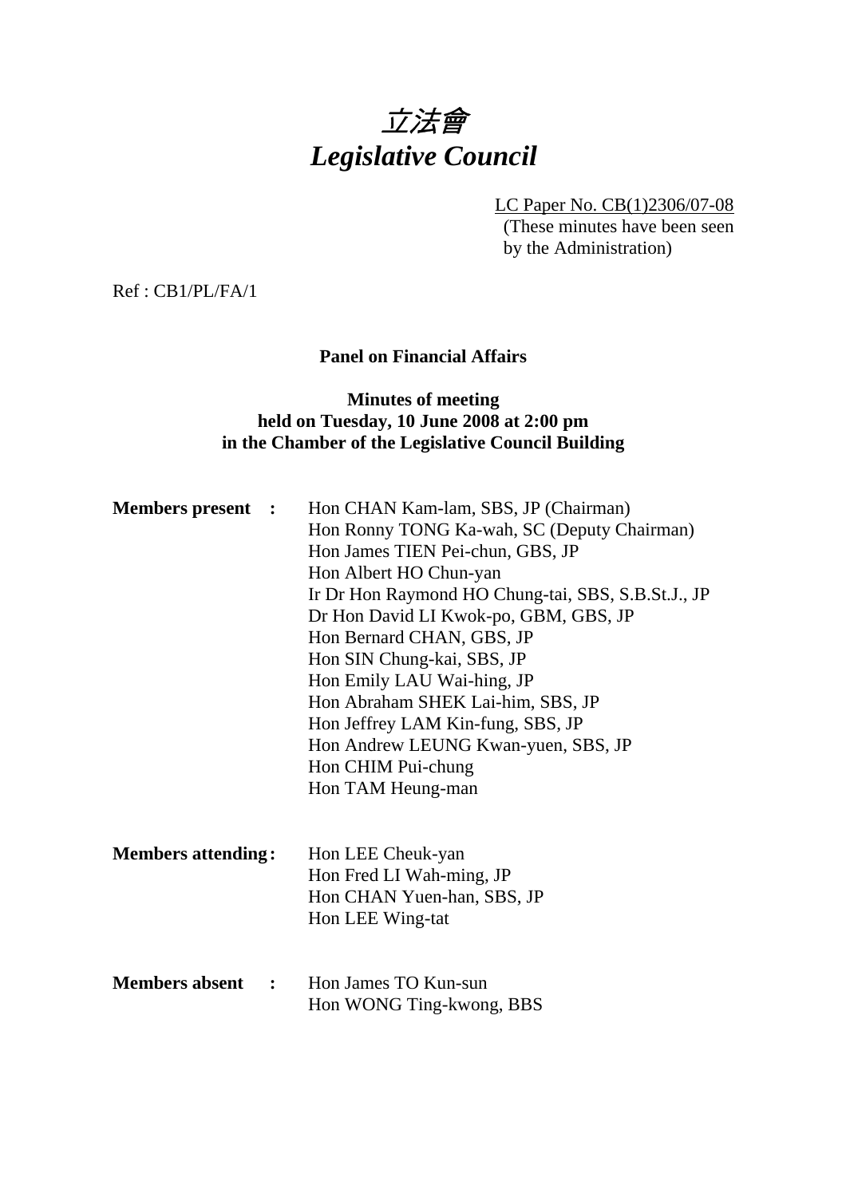# *立法會*
# *Legislative Council*

LC Paper No. CB(1)2306/07-08
(These minutes have been seen by the Administration)

Ref : CB1/PL/FA/1

**Panel on Financial Affairs**

**Minutes of meeting held on Tuesday, 10 June 2008 at 2:00 pm in the Chamber of the Legislative Council Building**

**Members present :**

Hon CHAN Kam-lam, SBS, JP (Chairman)
Hon Ronny TONG Ka-wah, SC (Deputy Chairman)
Hon James TIEN Pei-chun, GBS, JP
Hon Albert HO Chun-yan
Ir Dr Hon Raymond HO Chung-tai, SBS, S.B.St.J., JP
Dr Hon David LI Kwok-po, GBM, GBS, JP
Hon Bernard CHAN, GBS, JP
Hon SIN Chung-kai, SBS, JP
Hon Emily LAU Wai-hing, JP
Hon Abraham SHEK Lai-him, SBS, JP
Hon Jeffrey LAM Kin-fung, SBS, JP
Hon Andrew LEUNG Kwan-yuen, SBS, JP
Hon CHIM Pui-chung
Hon TAM Heung-man

**Members attending :**

Hon LEE Cheuk-yan
Hon Fred LI Wah-ming, JP
Hon CHAN Yuen-han, SBS, JP
Hon LEE Wing-tat

**Members absent :**

Hon James TO Kun-sun
Hon WONG Ting-kwong, BBS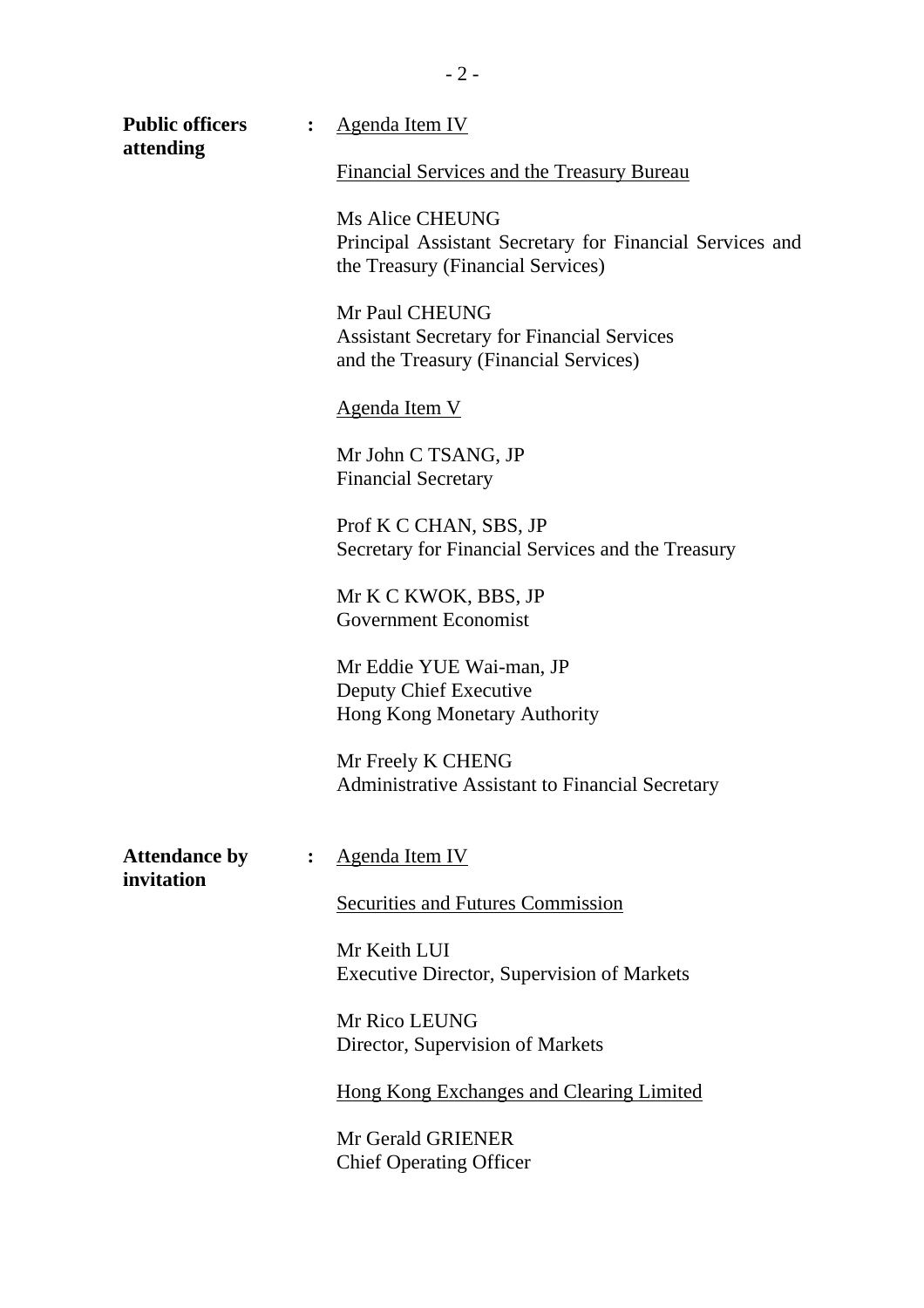**Public officers attending** : <u>Agenda Item IV</u>

<u>Financial Services and the Treasury Bureau</u>

Ms Alice CHEUNG
Principal Assistant Secretary for Financial Services and the Treasury (Financial Services)

Mr Paul CHEUNG
Assistant Secretary for Financial Services and the Treasury (Financial Services)

<u>Agenda Item V</u>

Mr John C TSANG, JP
Financial Secretary

Prof K C CHAN, SBS, JP
Secretary for Financial Services and the Treasury

Mr K C KWOK, BBS, JP
Government Economist

Mr Eddie YUE Wai-man, JP
Deputy Chief Executive
Hong Kong Monetary Authority

Mr Freely K CHENG
Administrative Assistant to Financial Secretary

**Attendance by invitation** : <u>Agenda Item IV</u>

<u>Securities and Futures Commission</u>

Mr Keith LUI
Executive Director, Supervision of Markets

Mr Rico LEUNG
Director, Supervision of Markets

<u>Hong Kong Exchanges and Clearing Limited</u>

Mr Gerald GRIENER
Chief Operating Officer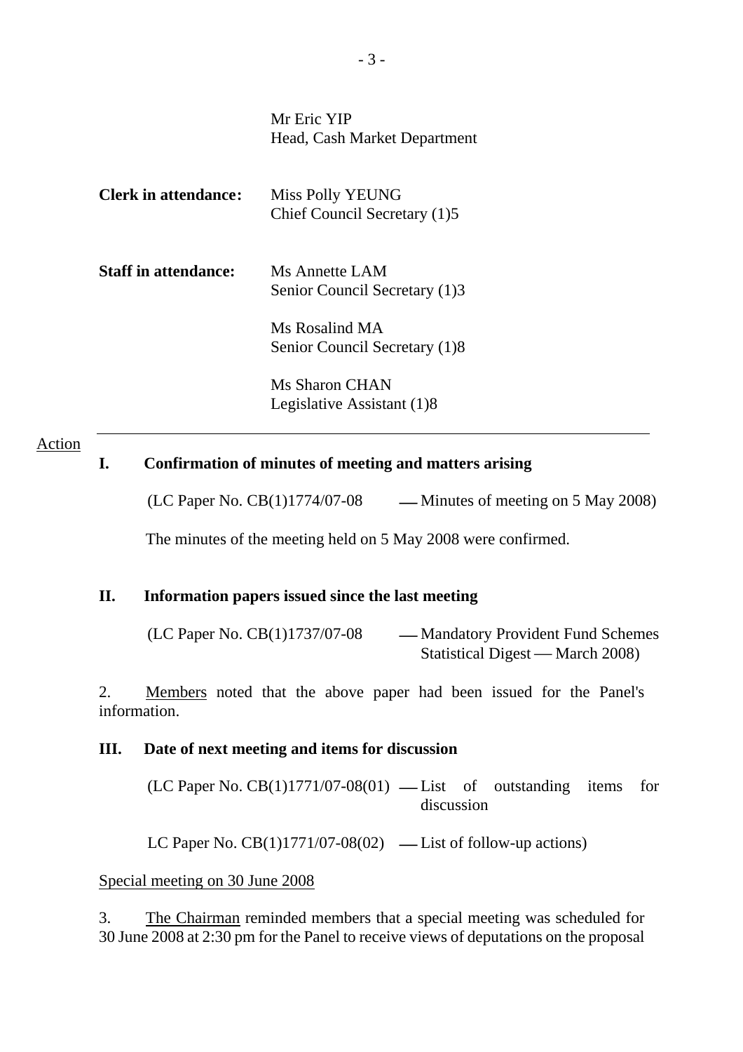Mr Eric YIP
Head, Cash Market Department

**Clerk in attendance:** Miss Polly YEUNG
Chief Council Secretary (1)5

**Staff in attendance:** Ms Annette LAM
Senior Council Secretary (1)3

Ms Rosalind MA
Senior Council Secretary (1)8

Ms Sharon CHAN
Legislative Assistant (1)8

---

Action

## I. Confirmation of minutes of meeting and matters arising

(LC Paper No. CB(1)1774/07-08 — Minutes of meeting on 5 May 2008)

The minutes of the meeting held on 5 May 2008 were confirmed.

## II. Information papers issued since the last meeting

(LC Paper No. CB(1)1737/07-08 — Mandatory Provident Fund Schemes Statistical Digest — March 2008)

2. Members noted that the above paper had been issued for the Panel's information.

## III. Date of next meeting and items for discussion

(LC Paper No. CB(1)1771/07-08(01) — List of outstanding items for discussion

LC Paper No. CB(1)1771/07-08(02) — List of follow-up actions)

Special meeting on 30 June 2008

3. The Chairman reminded members that a special meeting was scheduled for 30 June 2008 at 2:30 pm for the Panel to receive views of deputations on the proposal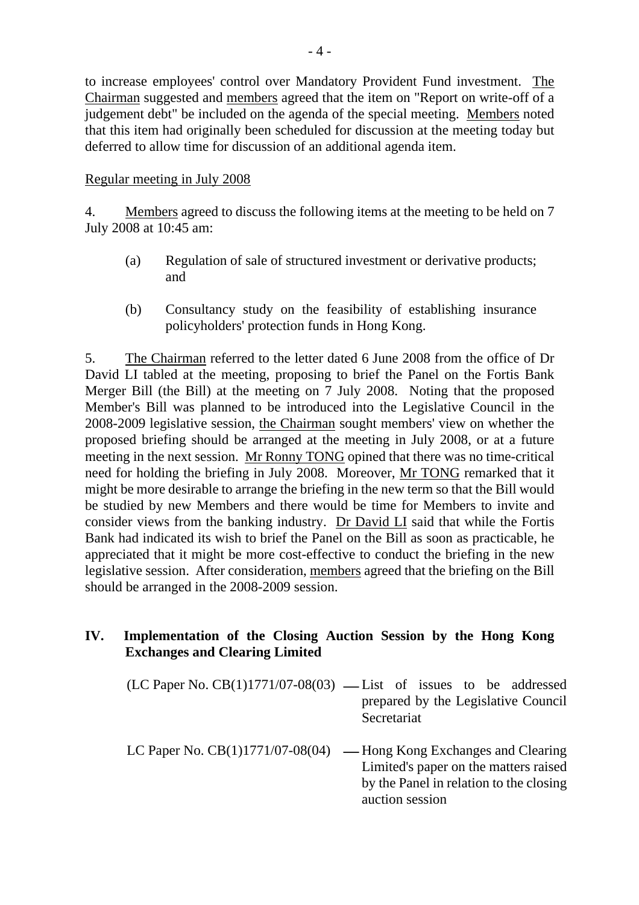to increase employees' control over Mandatory Provident Fund investment. The Chairman suggested and members agreed that the item on "Report on write-off of a judgement debt" be included on the agenda of the special meeting. Members noted that this item had originally been scheduled for discussion at the meeting today but deferred to allow time for discussion of an additional agenda item.

Regular meeting in July 2008

4. Members agreed to discuss the following items at the meeting to be held on 7 July 2008 at 10:45 am:

(a) Regulation of sale of structured investment or derivative products; and

(b) Consultancy study on the feasibility of establishing insurance policyholders' protection funds in Hong Kong.

5. The Chairman referred to the letter dated 6 June 2008 from the office of Dr David LI tabled at the meeting, proposing to brief the Panel on the Fortis Bank Merger Bill (the Bill) at the meeting on 7 July 2008. Noting that the proposed Member's Bill was planned to be introduced into the Legislative Council in the 2008-2009 legislative session, the Chairman sought members' view on whether the proposed briefing should be arranged at the meeting in July 2008, or at a future meeting in the next session. Mr Ronny TONG opined that there was no time-critical need for holding the briefing in July 2008. Moreover, Mr TONG remarked that it might be more desirable to arrange the briefing in the new term so that the Bill would be studied by new Members and there would be time for Members to invite and consider views from the banking industry. Dr David LI said that while the Fortis Bank had indicated its wish to brief the Panel on the Bill as soon as practicable, he appreciated that it might be more cost-effective to conduct the briefing in the new legislative session. After consideration, members agreed that the briefing on the Bill should be arranged in the 2008-2009 session.

## IV. Implementation of the Closing Auction Session by the Hong Kong Exchanges and Clearing Limited

(LC Paper No. CB(1)1771/07-08(03) — List of issues to be addressed prepared by the Legislative Council Secretariat

LC Paper No. CB(1)1771/07-08(04) — Hong Kong Exchanges and Clearing Limited's paper on the matters raised by the Panel in relation to the closing auction session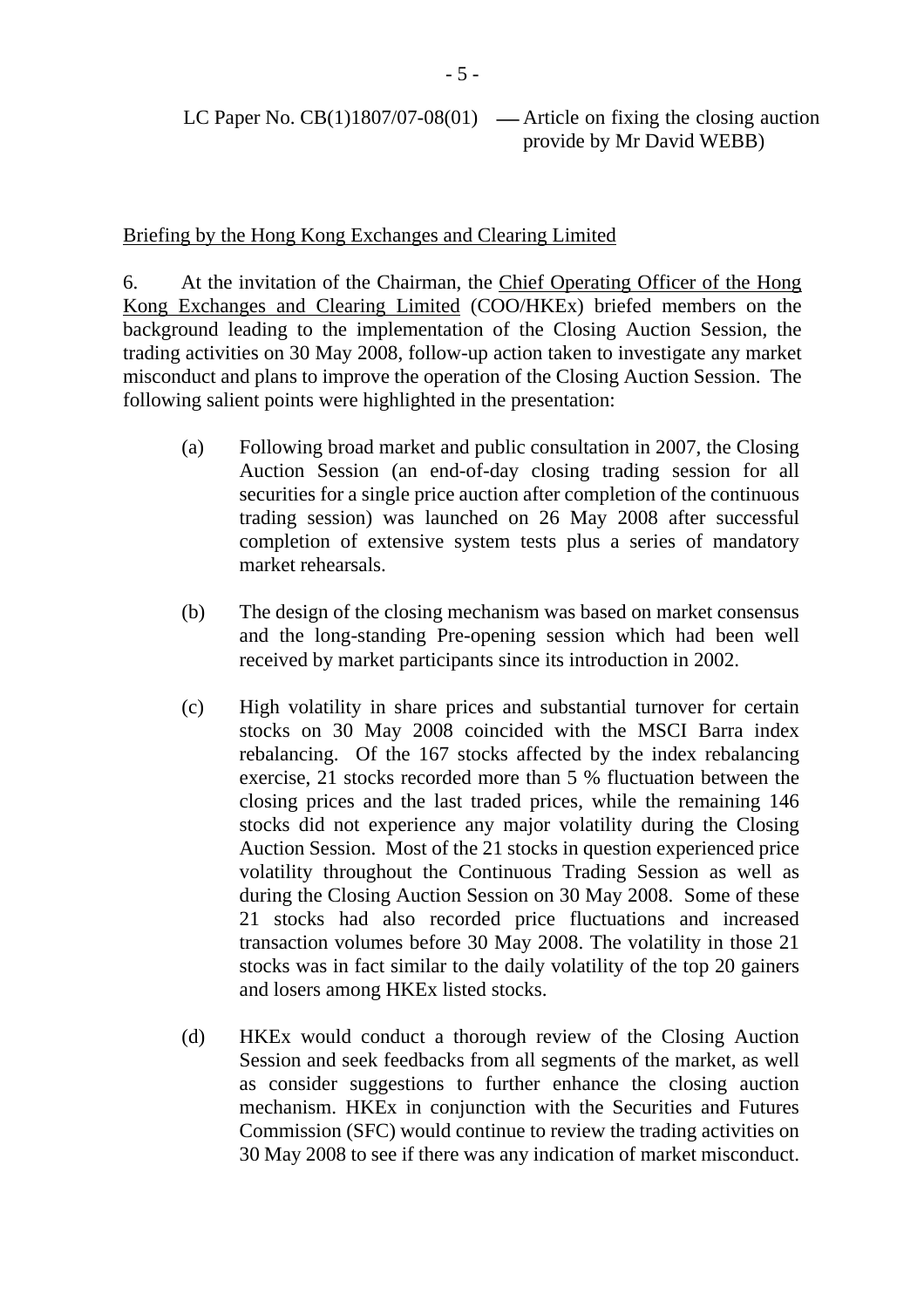LC Paper No. CB(1)1807/07-08(01) — Article on fixing the closing auction provide by Mr David WEBB)

Briefing by the Hong Kong Exchanges and Clearing Limited

6. At the invitation of the Chairman, the Chief Operating Officer of the Hong Kong Exchanges and Clearing Limited (COO/HKEx) briefed members on the background leading to the implementation of the Closing Auction Session, the trading activities on 30 May 2008, follow-up action taken to investigate any market misconduct and plans to improve the operation of the Closing Auction Session. The following salient points were highlighted in the presentation:

(a) Following broad market and public consultation in 2007, the Closing Auction Session (an end-of-day closing trading session for all securities for a single price auction after completion of the continuous trading session) was launched on 26 May 2008 after successful completion of extensive system tests plus a series of mandatory market rehearsals.

(b) The design of the closing mechanism was based on market consensus and the long-standing Pre-opening session which had been well received by market participants since its introduction in 2002.

(c) High volatility in share prices and substantial turnover for certain stocks on 30 May 2008 coincided with the MSCI Barra index rebalancing. Of the 167 stocks affected by the index rebalancing exercise, 21 stocks recorded more than 5 % fluctuation between the closing prices and the last traded prices, while the remaining 146 stocks did not experience any major volatility during the Closing Auction Session. Most of the 21 stocks in question experienced price volatility throughout the Continuous Trading Session as well as during the Closing Auction Session on 30 May 2008. Some of these 21 stocks had also recorded price fluctuations and increased transaction volumes before 30 May 2008. The volatility in those 21 stocks was in fact similar to the daily volatility of the top 20 gainers and losers among HKEx listed stocks.

(d) HKEx would conduct a thorough review of the Closing Auction Session and seek feedbacks from all segments of the market, as well as consider suggestions to further enhance the closing auction mechanism. HKEx in conjunction with the Securities and Futures Commission (SFC) would continue to review the trading activities on 30 May 2008 to see if there was any indication of market misconduct.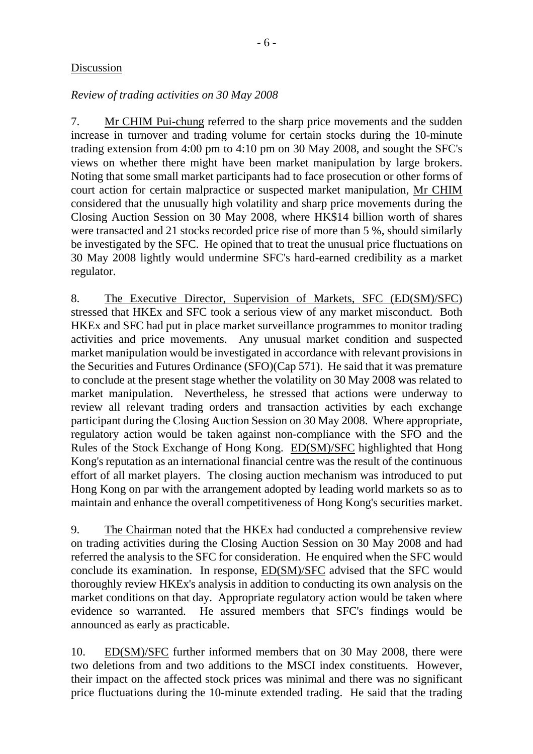Discussion

*Review of trading activities on 30 May 2008*

7. Mr CHIM Pui-chung referred to the sharp price movements and the sudden increase in turnover and trading volume for certain stocks during the 10-minute trading extension from 4:00 pm to 4:10 pm on 30 May 2008, and sought the SFC's views on whether there might have been market manipulation by large brokers. Noting that some small market participants had to face prosecution or other forms of court action for certain malpractice or suspected market manipulation, Mr CHIM considered that the unusually high volatility and sharp price movements during the Closing Auction Session on 30 May 2008, where HK$14 billion worth of shares were transacted and 21 stocks recorded price rise of more than 5 %, should similarly be investigated by the SFC. He opined that to treat the unusual price fluctuations on 30 May 2008 lightly would undermine SFC's hard-earned credibility as a market regulator.

8. The Executive Director, Supervision of Markets, SFC (ED(SM)/SFC) stressed that HKEx and SFC took a serious view of any market misconduct. Both HKEx and SFC had put in place market surveillance programmes to monitor trading activities and price movements. Any unusual market condition and suspected market manipulation would be investigated in accordance with relevant provisions in the Securities and Futures Ordinance (SFO)(Cap 571). He said that it was premature to conclude at the present stage whether the volatility on 30 May 2008 was related to market manipulation. Nevertheless, he stressed that actions were underway to review all relevant trading orders and transaction activities by each exchange participant during the Closing Auction Session on 30 May 2008. Where appropriate, regulatory action would be taken against non-compliance with the SFO and the Rules of the Stock Exchange of Hong Kong. ED(SM)/SFC highlighted that Hong Kong's reputation as an international financial centre was the result of the continuous effort of all market players. The closing auction mechanism was introduced to put Hong Kong on par with the arrangement adopted by leading world markets so as to maintain and enhance the overall competitiveness of Hong Kong's securities market.

9. The Chairman noted that the HKEx had conducted a comprehensive review on trading activities during the Closing Auction Session on 30 May 2008 and had referred the analysis to the SFC for consideration. He enquired when the SFC would conclude its examination. In response, ED(SM)/SFC advised that the SFC would thoroughly review HKEx's analysis in addition to conducting its own analysis on the market conditions on that day. Appropriate regulatory action would be taken where evidence so warranted. He assured members that SFC's findings would be announced as early as practicable.

10. ED(SM)/SFC further informed members that on 30 May 2008, there were two deletions from and two additions to the MSCI index constituents. However, their impact on the affected stock prices was minimal and there was no significant price fluctuations during the 10-minute extended trading. He said that the trading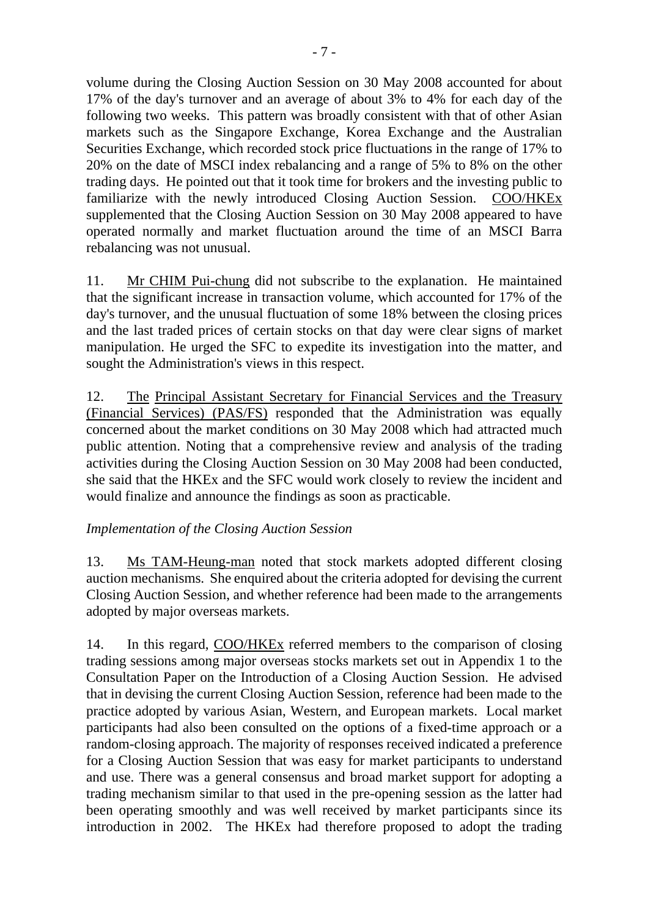volume during the Closing Auction Session on 30 May 2008 accounted for about 17% of the day's turnover and an average of about 3% to 4% for each day of the following two weeks. This pattern was broadly consistent with that of other Asian markets such as the Singapore Exchange, Korea Exchange and the Australian Securities Exchange, which recorded stock price fluctuations in the range of 17% to 20% on the date of MSCI index rebalancing and a range of 5% to 8% on the other trading days. He pointed out that it took time for brokers and the investing public to familiarize with the newly introduced Closing Auction Session. COO/HKEx supplemented that the Closing Auction Session on 30 May 2008 appeared to have operated normally and market fluctuation around the time of an MSCI Barra rebalancing was not unusual.

11. Mr CHIM Pui-chung did not subscribe to the explanation. He maintained that the significant increase in transaction volume, which accounted for 17% of the day's turnover, and the unusual fluctuation of some 18% between the closing prices and the last traded prices of certain stocks on that day were clear signs of market manipulation. He urged the SFC to expedite its investigation into the matter, and sought the Administration's views in this respect.

12. The Principal Assistant Secretary for Financial Services and the Treasury (Financial Services) (PAS/FS) responded that the Administration was equally concerned about the market conditions on 30 May 2008 which had attracted much public attention. Noting that a comprehensive review and analysis of the trading activities during the Closing Auction Session on 30 May 2008 had been conducted, she said that the HKEx and the SFC would work closely to review the incident and would finalize and announce the findings as soon as practicable.

*Implementation of the Closing Auction Session*

13. Ms TAM-Heung-man noted that stock markets adopted different closing auction mechanisms. She enquired about the criteria adopted for devising the current Closing Auction Session, and whether reference had been made to the arrangements adopted by major overseas markets.

14. In this regard, COO/HKEx referred members to the comparison of closing trading sessions among major overseas stocks markets set out in Appendix 1 to the Consultation Paper on the Introduction of a Closing Auction Session. He advised that in devising the current Closing Auction Session, reference had been made to the practice adopted by various Asian, Western, and European markets. Local market participants had also been consulted on the options of a fixed-time approach or a random-closing approach. The majority of responses received indicated a preference for a Closing Auction Session that was easy for market participants to understand and use. There was a general consensus and broad market support for adopting a trading mechanism similar to that used in the pre-opening session as the latter had been operating smoothly and was well received by market participants since its introduction in 2002. The HKEx had therefore proposed to adopt the trading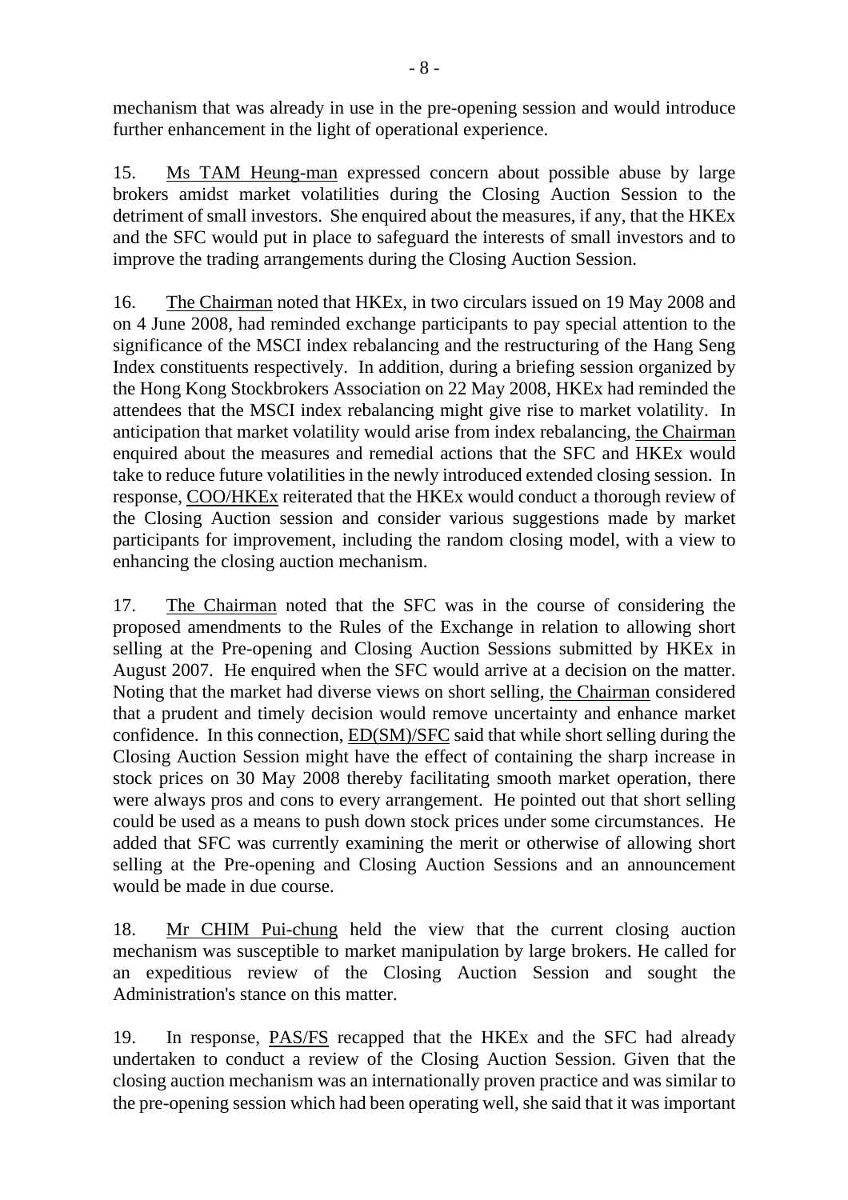mechanism that was already in use in the pre-opening session and would introduce further enhancement in the light of operational experience.

15. Ms TAM Heung-man expressed concern about possible abuse by large brokers amidst market volatilities during the Closing Auction Session to the detriment of small investors. She enquired about the measures, if any, that the HKEx and the SFC would put in place to safeguard the interests of small investors and to improve the trading arrangements during the Closing Auction Session.

16. The Chairman noted that HKEx, in two circulars issued on 19 May 2008 and on 4 June 2008, had reminded exchange participants to pay special attention to the significance of the MSCI index rebalancing and the restructuring of the Hang Seng Index constituents respectively. In addition, during a briefing session organized by the Hong Kong Stockbrokers Association on 22 May 2008, HKEx had reminded the attendees that the MSCI index rebalancing might give rise to market volatility. In anticipation that market volatility would arise from index rebalancing, the Chairman enquired about the measures and remedial actions that the SFC and HKEx would take to reduce future volatilities in the newly introduced extended closing session. In response, COO/HKEx reiterated that the HKEx would conduct a thorough review of the Closing Auction session and consider various suggestions made by market participants for improvement, including the random closing model, with a view to enhancing the closing auction mechanism.

17. The Chairman noted that the SFC was in the course of considering the proposed amendments to the Rules of the Exchange in relation to allowing short selling at the Pre-opening and Closing Auction Sessions submitted by HKEx in August 2007. He enquired when the SFC would arrive at a decision on the matter. Noting that the market had diverse views on short selling, the Chairman considered that a prudent and timely decision would remove uncertainty and enhance market confidence. In this connection, ED(SM)/SFC said that while short selling during the Closing Auction Session might have the effect of containing the sharp increase in stock prices on 30 May 2008 thereby facilitating smooth market operation, there were always pros and cons to every arrangement. He pointed out that short selling could be used as a means to push down stock prices under some circumstances. He added that SFC was currently examining the merit or otherwise of allowing short selling at the Pre-opening and Closing Auction Sessions and an announcement would be made in due course.

18. Mr CHIM Pui-chung held the view that the current closing auction mechanism was susceptible to market manipulation by large brokers. He called for an expeditious review of the Closing Auction Session and sought the Administration's stance on this matter.

19. In response, PAS/FS recapped that the HKEx and the SFC had already undertaken to conduct a review of the Closing Auction Session. Given that the closing auction mechanism was an internationally proven practice and was similar to the pre-opening session which had been operating well, she said that it was important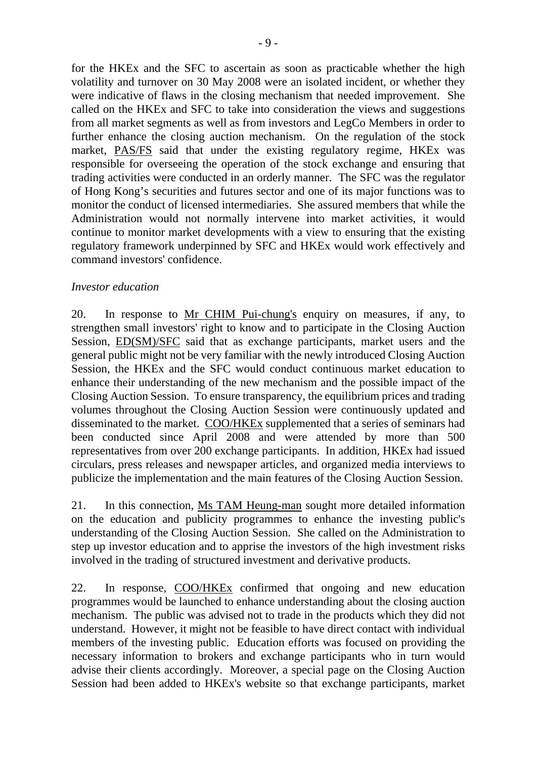for the HKEx and the SFC to ascertain as soon as practicable whether the high volatility and turnover on 30 May 2008 were an isolated incident, or whether they were indicative of flaws in the closing mechanism that needed improvement. She called on the HKEx and SFC to take into consideration the views and suggestions from all market segments as well as from investors and LegCo Members in order to further enhance the closing auction mechanism. On the regulation of the stock market, PAS/FS said that under the existing regulatory regime, HKEx was responsible for overseeing the operation of the stock exchange and ensuring that trading activities were conducted in an orderly manner. The SFC was the regulator of Hong Kong's securities and futures sector and one of its major functions was to monitor the conduct of licensed intermediaries. She assured members that while the Administration would not normally intervene into market activities, it would continue to monitor market developments with a view to ensuring that the existing regulatory framework underpinned by SFC and HKEx would work effectively and command investors' confidence.

*Investor education*

20. In response to Mr CHIM Pui-chung's enquiry on measures, if any, to strengthen small investors' right to know and to participate in the Closing Auction Session, ED(SM)/SFC said that as exchange participants, market users and the general public might not be very familiar with the newly introduced Closing Auction Session, the HKEx and the SFC would conduct continuous market education to enhance their understanding of the new mechanism and the possible impact of the Closing Auction Session. To ensure transparency, the equilibrium prices and trading volumes throughout the Closing Auction Session were continuously updated and disseminated to the market. COO/HKEx supplemented that a series of seminars had been conducted since April 2008 and were attended by more than 500 representatives from over 200 exchange participants. In addition, HKEx had issued circulars, press releases and newspaper articles, and organized media interviews to publicize the implementation and the main features of the Closing Auction Session.

21. In this connection, Ms TAM Heung-man sought more detailed information on the education and publicity programmes to enhance the investing public's understanding of the Closing Auction Session. She called on the Administration to step up investor education and to apprise the investors of the high investment risks involved in the trading of structured investment and derivative products.

22. In response, COO/HKEx confirmed that ongoing and new education programmes would be launched to enhance understanding about the closing auction mechanism. The public was advised not to trade in the products which they did not understand. However, it might not be feasible to have direct contact with individual members of the investing public. Education efforts was focused on providing the necessary information to brokers and exchange participants who in turn would advise their clients accordingly. Moreover, a special page on the Closing Auction Session had been added to HKEx's website so that exchange participants, market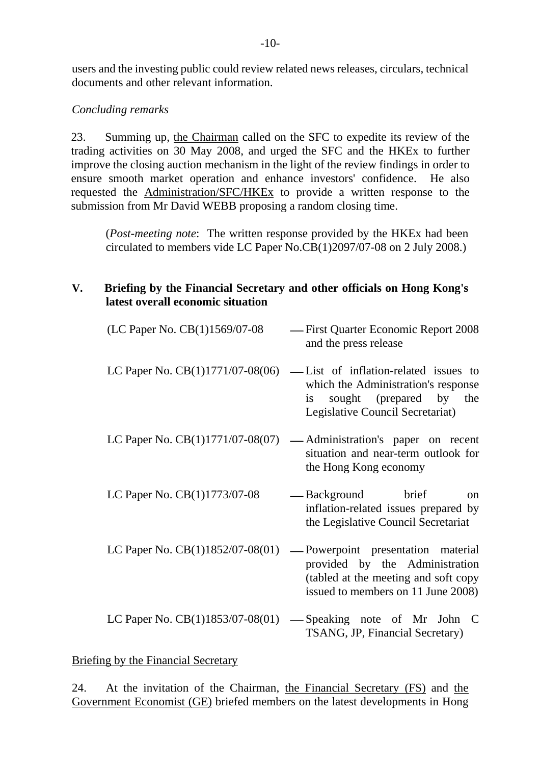users and the investing public could review related news releases, circulars, technical documents and other relevant information.

*Concluding remarks*

23. Summing up, the Chairman called on the SFC to expedite its review of the trading activities on 30 May 2008, and urged the SFC and the HKEx to further improve the closing auction mechanism in the light of the review findings in order to ensure smooth market operation and enhance investors' confidence. He also requested the Administration/SFC/HKEx to provide a written response to the submission from Mr David WEBB proposing a random closing time.

> (*Post-meeting note*: The written response provided by the HKEx had been circulated to members vide LC Paper No.CB(1)2097/07-08 on 2 July 2008.)

## V. Briefing by the Financial Secretary and other officials on Hong Kong's latest overall economic situation

(LC Paper No. CB(1)1569/07-08 — First Quarter Economic Report 2008 and the press release

LC Paper No. CB(1)1771/07-08(06) — List of inflation-related issues to which the Administration's response is sought (prepared by the Legislative Council Secretariat)

LC Paper No. CB(1)1771/07-08(07) — Administration's paper on recent situation and near-term outlook for the Hong Kong economy

LC Paper No. CB(1)1773/07-08 — Background brief on inflation-related issues prepared by the Legislative Council Secretariat

LC Paper No. CB(1)1852/07-08(01) — Powerpoint presentation material provided by the Administration (tabled at the meeting and soft copy issued to members on 11 June 2008)

LC Paper No. CB(1)1853/07-08(01) — Speaking note of Mr John C TSANG, JP, Financial Secretary)

Briefing by the Financial Secretary

24. At the invitation of the Chairman, the Financial Secretary (FS) and the Government Economist (GE) briefed members on the latest developments in Hong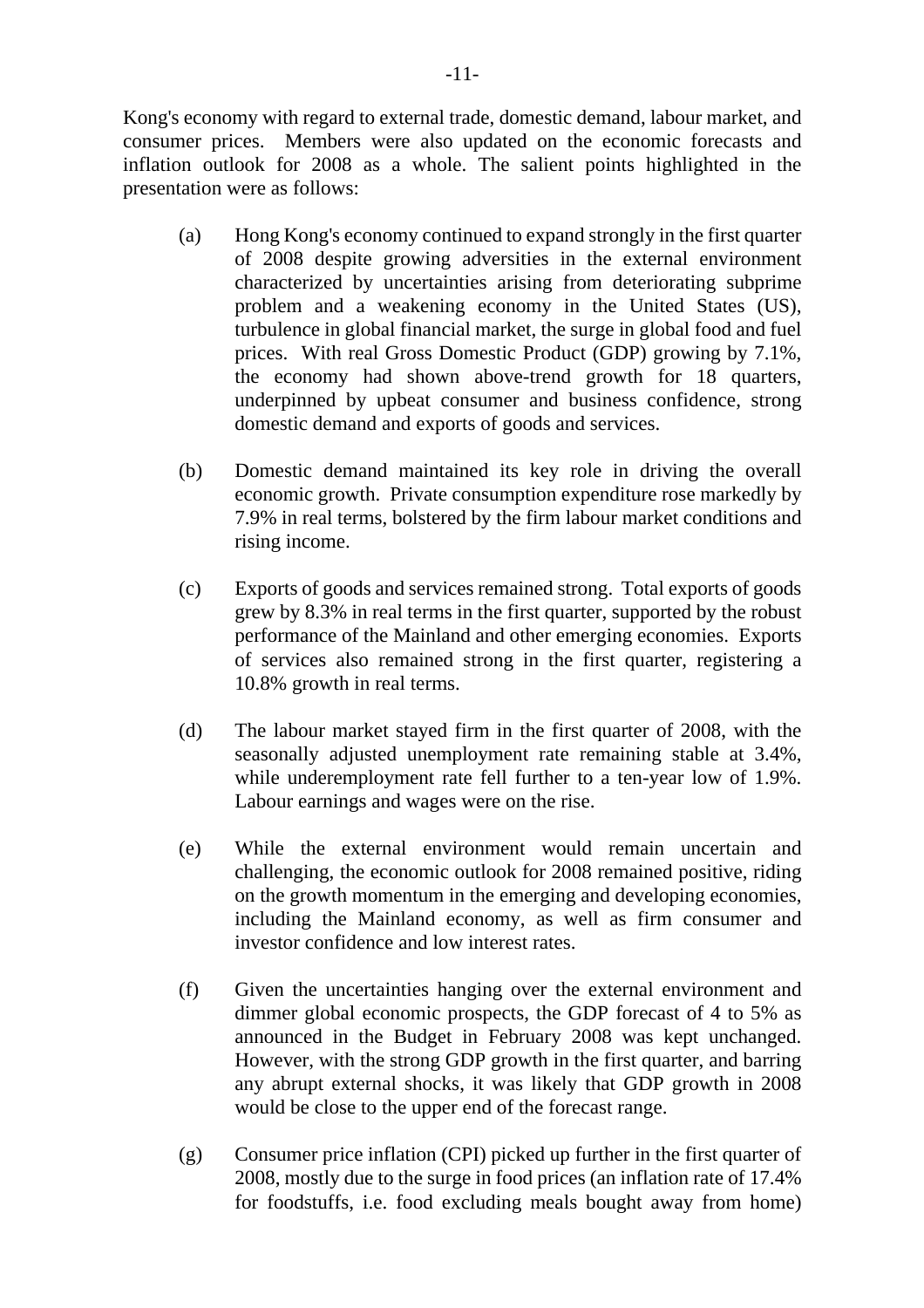Kong's economy with regard to external trade, domestic demand, labour market, and consumer prices. Members were also updated on the economic forecasts and inflation outlook for 2008 as a whole. The salient points highlighted in the presentation were as follows:

(a) Hong Kong's economy continued to expand strongly in the first quarter of 2008 despite growing adversities in the external environment characterized by uncertainties arising from deteriorating subprime problem and a weakening economy in the United States (US), turbulence in global financial market, the surge in global food and fuel prices. With real Gross Domestic Product (GDP) growing by 7.1%, the economy had shown above-trend growth for 18 quarters, underpinned by upbeat consumer and business confidence, strong domestic demand and exports of goods and services.

(b) Domestic demand maintained its key role in driving the overall economic growth. Private consumption expenditure rose markedly by 7.9% in real terms, bolstered by the firm labour market conditions and rising income.

(c) Exports of goods and services remained strong. Total exports of goods grew by 8.3% in real terms in the first quarter, supported by the robust performance of the Mainland and other emerging economies. Exports of services also remained strong in the first quarter, registering a 10.8% growth in real terms.

(d) The labour market stayed firm in the first quarter of 2008, with the seasonally adjusted unemployment rate remaining stable at 3.4%, while underemployment rate fell further to a ten-year low of 1.9%. Labour earnings and wages were on the rise.

(e) While the external environment would remain uncertain and challenging, the economic outlook for 2008 remained positive, riding on the growth momentum in the emerging and developing economies, including the Mainland economy, as well as firm consumer and investor confidence and low interest rates.

(f) Given the uncertainties hanging over the external environment and dimmer global economic prospects, the GDP forecast of 4 to 5% as announced in the Budget in February 2008 was kept unchanged. However, with the strong GDP growth in the first quarter, and barring any abrupt external shocks, it was likely that GDP growth in 2008 would be close to the upper end of the forecast range.

(g) Consumer price inflation (CPI) picked up further in the first quarter of 2008, mostly due to the surge in food prices (an inflation rate of 17.4% for foodstuffs, i.e. food excluding meals bought away from home)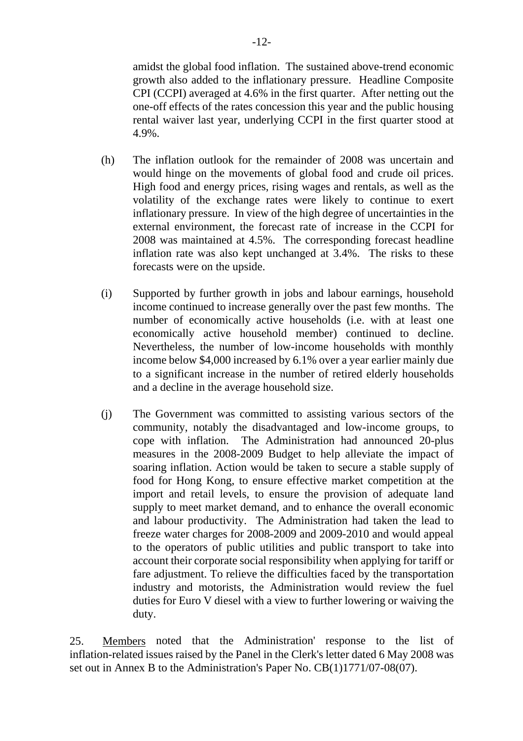amidst the global food inflation. The sustained above-trend economic growth also added to the inflationary pressure. Headline Composite CPI (CCPI) averaged at 4.6% in the first quarter. After netting out the one-off effects of the rates concession this year and the public housing rental waiver last year, underlying CCPI in the first quarter stood at 4.9%.

(h) The inflation outlook for the remainder of 2008 was uncertain and would hinge on the movements of global food and crude oil prices. High food and energy prices, rising wages and rentals, as well as the volatility of the exchange rates were likely to continue to exert inflationary pressure. In view of the high degree of uncertainties in the external environment, the forecast rate of increase in the CCPI for 2008 was maintained at 4.5%. The corresponding forecast headline inflation rate was also kept unchanged at 3.4%. The risks to these forecasts were on the upside.

(i) Supported by further growth in jobs and labour earnings, household income continued to increase generally over the past few months. The number of economically active households (i.e. with at least one economically active household member) continued to decline. Nevertheless, the number of low-income households with monthly income below $4,000 increased by 6.1% over a year earlier mainly due to a significant increase in the number of retired elderly households and a decline in the average household size.

(j) The Government was committed to assisting various sectors of the community, notably the disadvantaged and low-income groups, to cope with inflation. The Administration had announced 20-plus measures in the 2008-2009 Budget to help alleviate the impact of soaring inflation. Action would be taken to secure a stable supply of food for Hong Kong, to ensure effective market competition at the import and retail levels, to ensure the provision of adequate land supply to meet market demand, and to enhance the overall economic and labour productivity. The Administration had taken the lead to freeze water charges for 2008-2009 and 2009-2010 and would appeal to the operators of public utilities and public transport to take into account their corporate social responsibility when applying for tariff or fare adjustment. To relieve the difficulties faced by the transportation industry and motorists, the Administration would review the fuel duties for Euro V diesel with a view to further lowering or waiving the duty.

25. Members noted that the Administration' response to the list of inflation-related issues raised by the Panel in the Clerk's letter dated 6 May 2008 was set out in Annex B to the Administration's Paper No. CB(1)1771/07-08(07).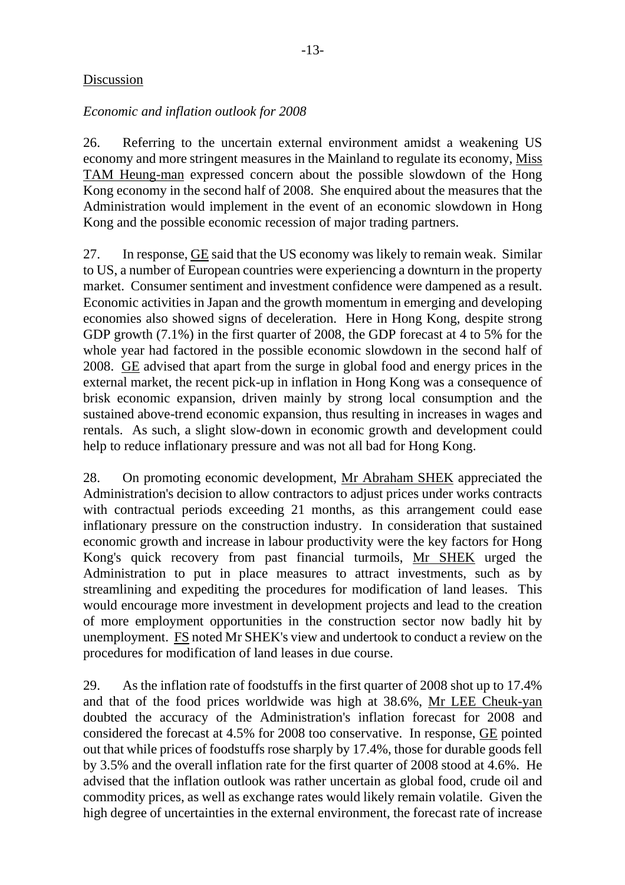Discussion

*Economic and inflation outlook for 2008*

26. Referring to the uncertain external environment amidst a weakening US economy and more stringent measures in the Mainland to regulate its economy, Miss TAM Heung-man expressed concern about the possible slowdown of the Hong Kong economy in the second half of 2008. She enquired about the measures that the Administration would implement in the event of an economic slowdown in Hong Kong and the possible economic recession of major trading partners.

27. In response, GE said that the US economy was likely to remain weak. Similar to US, a number of European countries were experiencing a downturn in the property market. Consumer sentiment and investment confidence were dampened as a result. Economic activities in Japan and the growth momentum in emerging and developing economies also showed signs of deceleration. Here in Hong Kong, despite strong GDP growth (7.1%) in the first quarter of 2008, the GDP forecast at 4 to 5% for the whole year had factored in the possible economic slowdown in the second half of 2008. GE advised that apart from the surge in global food and energy prices in the external market, the recent pick-up in inflation in Hong Kong was a consequence of brisk economic expansion, driven mainly by strong local consumption and the sustained above-trend economic expansion, thus resulting in increases in wages and rentals. As such, a slight slow-down in economic growth and development could help to reduce inflationary pressure and was not all bad for Hong Kong.

28. On promoting economic development, Mr Abraham SHEK appreciated the Administration's decision to allow contractors to adjust prices under works contracts with contractual periods exceeding 21 months, as this arrangement could ease inflationary pressure on the construction industry. In consideration that sustained economic growth and increase in labour productivity were the key factors for Hong Kong's quick recovery from past financial turmoils, Mr SHEK urged the Administration to put in place measures to attract investments, such as by streamlining and expediting the procedures for modification of land leases. This would encourage more investment in development projects and lead to the creation of more employment opportunities in the construction sector now badly hit by unemployment. FS noted Mr SHEK's view and undertook to conduct a review on the procedures for modification of land leases in due course.

29. As the inflation rate of foodstuffs in the first quarter of 2008 shot up to 17.4% and that of the food prices worldwide was high at 38.6%, Mr LEE Cheuk-yan doubted the accuracy of the Administration's inflation forecast for 2008 and considered the forecast at 4.5% for 2008 too conservative. In response, GE pointed out that while prices of foodstuffs rose sharply by 17.4%, those for durable goods fell by 3.5% and the overall inflation rate for the first quarter of 2008 stood at 4.6%. He advised that the inflation outlook was rather uncertain as global food, crude oil and commodity prices, as well as exchange rates would likely remain volatile. Given the high degree of uncertainties in the external environment, the forecast rate of increase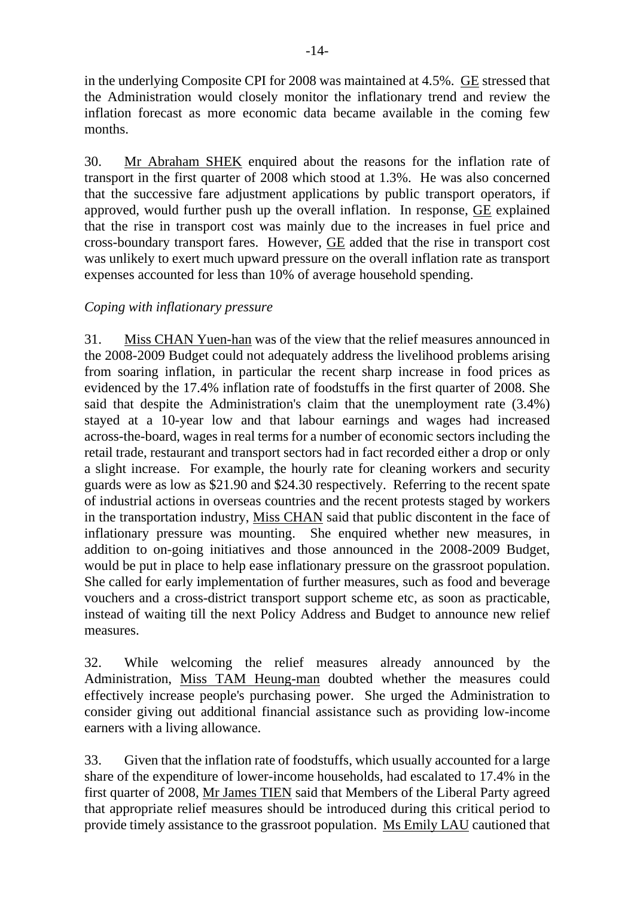in the underlying Composite CPI for 2008 was maintained at 4.5%. GE stressed that the Administration would closely monitor the inflationary trend and review the inflation forecast as more economic data became available in the coming few months.

30. Mr Abraham SHEK enquired about the reasons for the inflation rate of transport in the first quarter of 2008 which stood at 1.3%. He was also concerned that the successive fare adjustment applications by public transport operators, if approved, would further push up the overall inflation. In response, GE explained that the rise in transport cost was mainly due to the increases in fuel price and cross-boundary transport fares. However, GE added that the rise in transport cost was unlikely to exert much upward pressure on the overall inflation rate as transport expenses accounted for less than 10% of average household spending.

*Coping with inflationary pressure*

31. Miss CHAN Yuen-han was of the view that the relief measures announced in the 2008-2009 Budget could not adequately address the livelihood problems arising from soaring inflation, in particular the recent sharp increase in food prices as evidenced by the 17.4% inflation rate of foodstuffs in the first quarter of 2008. She said that despite the Administration's claim that the unemployment rate (3.4%) stayed at a 10-year low and that labour earnings and wages had increased across-the-board, wages in real terms for a number of economic sectors including the retail trade, restaurant and transport sectors had in fact recorded either a drop or only a slight increase. For example, the hourly rate for cleaning workers and security guards were as low as \$21.90 and \$24.30 respectively. Referring to the recent spate of industrial actions in overseas countries and the recent protests staged by workers in the transportation industry, Miss CHAN said that public discontent in the face of inflationary pressure was mounting. She enquired whether new measures, in addition to on-going initiatives and those announced in the 2008-2009 Budget, would be put in place to help ease inflationary pressure on the grassroot population. She called for early implementation of further measures, such as food and beverage vouchers and a cross-district transport support scheme etc, as soon as practicable, instead of waiting till the next Policy Address and Budget to announce new relief measures.

32. While welcoming the relief measures already announced by the Administration, Miss TAM Heung-man doubted whether the measures could effectively increase people's purchasing power. She urged the Administration to consider giving out additional financial assistance such as providing low-income earners with a living allowance.

33. Given that the inflation rate of foodstuffs, which usually accounted for a large share of the expenditure of lower-income households, had escalated to 17.4% in the first quarter of 2008, Mr James TIEN said that Members of the Liberal Party agreed that appropriate relief measures should be introduced during this critical period to provide timely assistance to the grassroot population. Ms Emily LAU cautioned that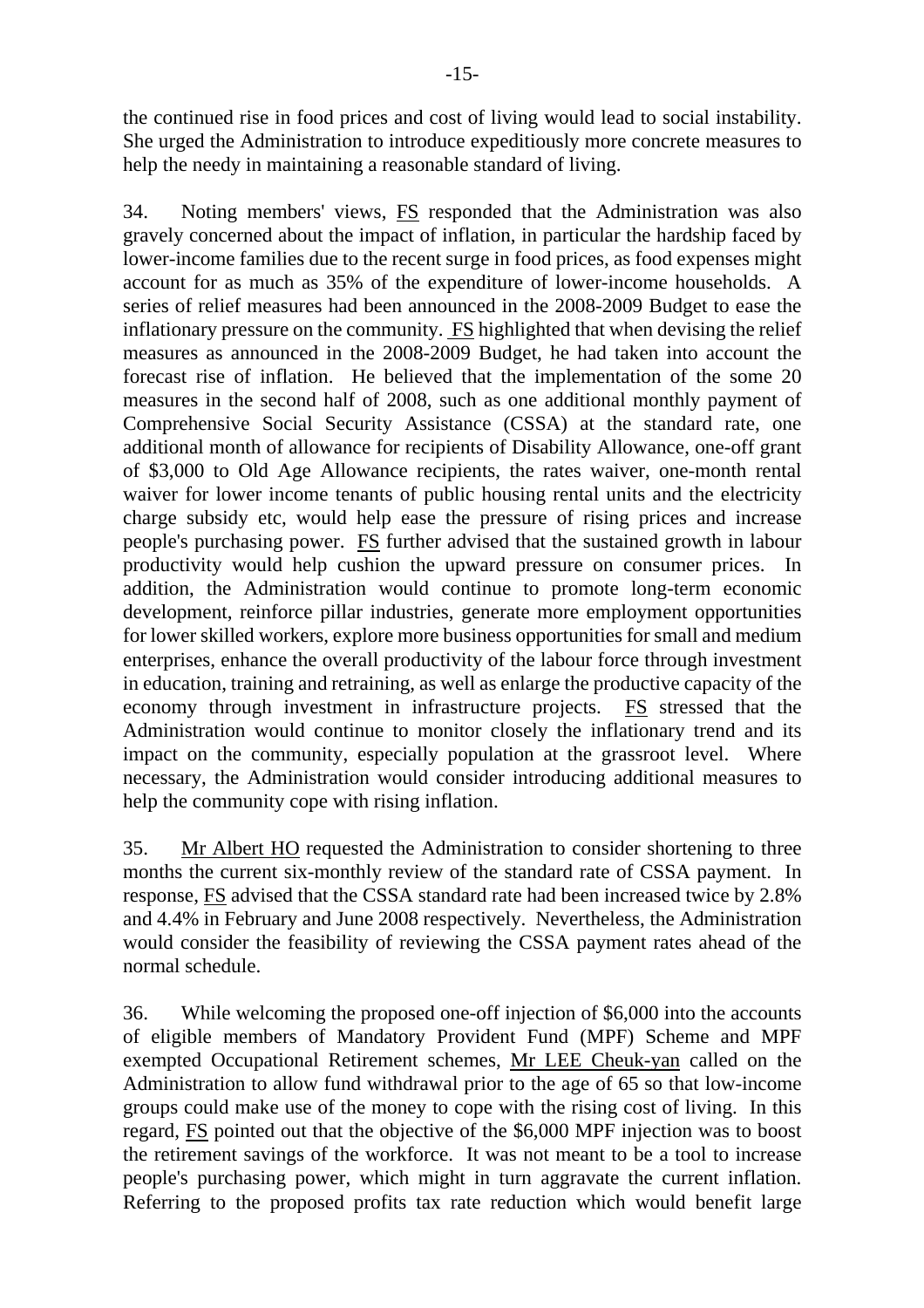the continued rise in food prices and cost of living would lead to social instability. She urged the Administration to introduce expeditiously more concrete measures to help the needy in maintaining a reasonable standard of living.

34. Noting members' views, FS responded that the Administration was also gravely concerned about the impact of inflation, in particular the hardship faced by lower-income families due to the recent surge in food prices, as food expenses might account for as much as 35% of the expenditure of lower-income households. A series of relief measures had been announced in the 2008-2009 Budget to ease the inflationary pressure on the community. FS highlighted that when devising the relief measures as announced in the 2008-2009 Budget, he had taken into account the forecast rise of inflation. He believed that the implementation of the some 20 measures in the second half of 2008, such as one additional monthly payment of Comprehensive Social Security Assistance (CSSA) at the standard rate, one additional month of allowance for recipients of Disability Allowance, one-off grant of $3,000 to Old Age Allowance recipients, the rates waiver, one-month rental waiver for lower income tenants of public housing rental units and the electricity charge subsidy etc, would help ease the pressure of rising prices and increase people's purchasing power. FS further advised that the sustained growth in labour productivity would help cushion the upward pressure on consumer prices. In addition, the Administration would continue to promote long-term economic development, reinforce pillar industries, generate more employment opportunities for lower skilled workers, explore more business opportunities for small and medium enterprises, enhance the overall productivity of the labour force through investment in education, training and retraining, as well as enlarge the productive capacity of the economy through investment in infrastructure projects. FS stressed that the Administration would continue to monitor closely the inflationary trend and its impact on the community, especially population at the grassroot level. Where necessary, the Administration would consider introducing additional measures to help the community cope with rising inflation.

35. Mr Albert HO requested the Administration to consider shortening to three months the current six-monthly review of the standard rate of CSSA payment. In response, FS advised that the CSSA standard rate had been increased twice by 2.8% and 4.4% in February and June 2008 respectively. Nevertheless, the Administration would consider the feasibility of reviewing the CSSA payment rates ahead of the normal schedule.

36. While welcoming the proposed one-off injection of $6,000 into the accounts of eligible members of Mandatory Provident Fund (MPF) Scheme and MPF exempted Occupational Retirement schemes, Mr LEE Cheuk-yan called on the Administration to allow fund withdrawal prior to the age of 65 so that low-income groups could make use of the money to cope with the rising cost of living. In this regard, FS pointed out that the objective of the $6,000 MPF injection was to boost the retirement savings of the workforce. It was not meant to be a tool to increase people's purchasing power, which might in turn aggravate the current inflation. Referring to the proposed profits tax rate reduction which would benefit large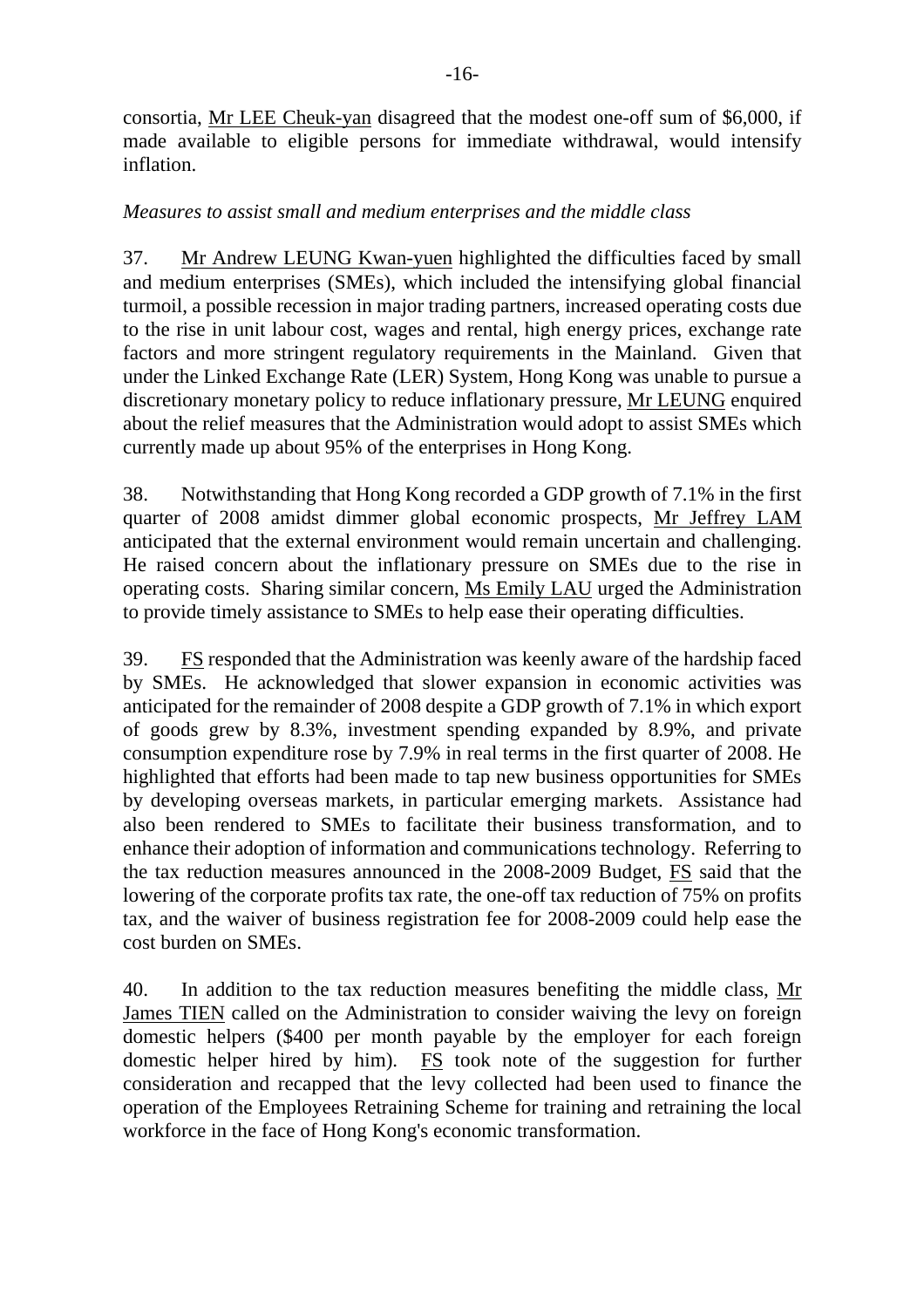consortia, Mr LEE Cheuk-yan disagreed that the modest one-off sum of $6,000, if made available to eligible persons for immediate withdrawal, would intensify inflation.

*Measures to assist small and medium enterprises and the middle class*

37. Mr Andrew LEUNG Kwan-yuen highlighted the difficulties faced by small and medium enterprises (SMEs), which included the intensifying global financial turmoil, a possible recession in major trading partners, increased operating costs due to the rise in unit labour cost, wages and rental, high energy prices, exchange rate factors and more stringent regulatory requirements in the Mainland. Given that under the Linked Exchange Rate (LER) System, Hong Kong was unable to pursue a discretionary monetary policy to reduce inflationary pressure, Mr LEUNG enquired about the relief measures that the Administration would adopt to assist SMEs which currently made up about 95% of the enterprises in Hong Kong.

38. Notwithstanding that Hong Kong recorded a GDP growth of 7.1% in the first quarter of 2008 amidst dimmer global economic prospects, Mr Jeffrey LAM anticipated that the external environment would remain uncertain and challenging. He raised concern about the inflationary pressure on SMEs due to the rise in operating costs. Sharing similar concern, Ms Emily LAU urged the Administration to provide timely assistance to SMEs to help ease their operating difficulties.

39. FS responded that the Administration was keenly aware of the hardship faced by SMEs. He acknowledged that slower expansion in economic activities was anticipated for the remainder of 2008 despite a GDP growth of 7.1% in which export of goods grew by 8.3%, investment spending expanded by 8.9%, and private consumption expenditure rose by 7.9% in real terms in the first quarter of 2008. He highlighted that efforts had been made to tap new business opportunities for SMEs by developing overseas markets, in particular emerging markets. Assistance had also been rendered to SMEs to facilitate their business transformation, and to enhance their adoption of information and communications technology. Referring to the tax reduction measures announced in the 2008-2009 Budget, FS said that the lowering of the corporate profits tax rate, the one-off tax reduction of 75% on profits tax, and the waiver of business registration fee for 2008-2009 could help ease the cost burden on SMEs.

40. In addition to the tax reduction measures benefiting the middle class, Mr James TIEN called on the Administration to consider waiving the levy on foreign domestic helpers ($400 per month payable by the employer for each foreign domestic helper hired by him). FS took note of the suggestion for further consideration and recapped that the levy collected had been used to finance the operation of the Employees Retraining Scheme for training and retraining the local workforce in the face of Hong Kong's economic transformation.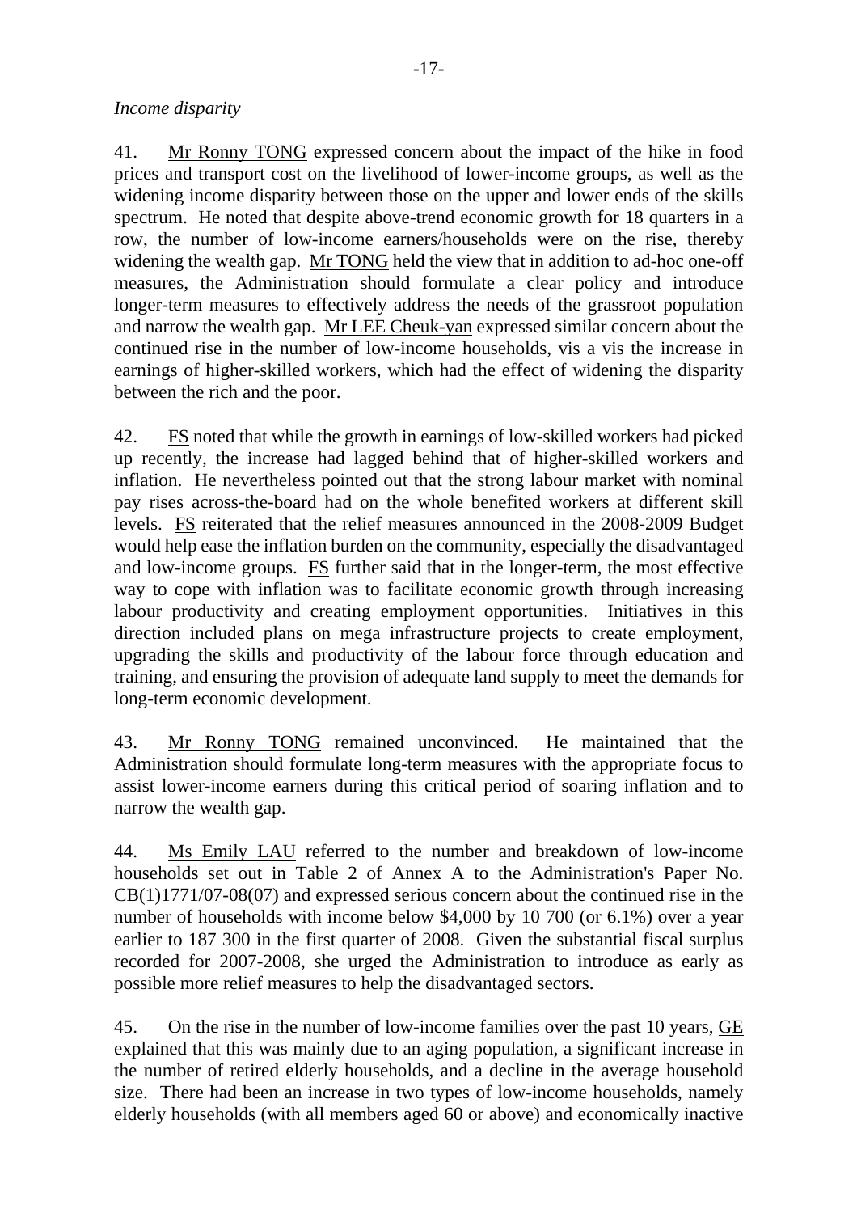*Income disparity*

41. Mr Ronny TONG expressed concern about the impact of the hike in food prices and transport cost on the livelihood of lower-income groups, as well as the widening income disparity between those on the upper and lower ends of the skills spectrum. He noted that despite above-trend economic growth for 18 quarters in a row, the number of low-income earners/households were on the rise, thereby widening the wealth gap. Mr TONG held the view that in addition to ad-hoc one-off measures, the Administration should formulate a clear policy and introduce longer-term measures to effectively address the needs of the grassroot population and narrow the wealth gap. Mr LEE Cheuk-yan expressed similar concern about the continued rise in the number of low-income households, vis a vis the increase in earnings of higher-skilled workers, which had the effect of widening the disparity between the rich and the poor.

42. FS noted that while the growth in earnings of low-skilled workers had picked up recently, the increase had lagged behind that of higher-skilled workers and inflation. He nevertheless pointed out that the strong labour market with nominal pay rises across-the-board had on the whole benefited workers at different skill levels. FS reiterated that the relief measures announced in the 2008-2009 Budget would help ease the inflation burden on the community, especially the disadvantaged and low-income groups. FS further said that in the longer-term, the most effective way to cope with inflation was to facilitate economic growth through increasing labour productivity and creating employment opportunities. Initiatives in this direction included plans on mega infrastructure projects to create employment, upgrading the skills and productivity of the labour force through education and training, and ensuring the provision of adequate land supply to meet the demands for long-term economic development.

43. Mr Ronny TONG remained unconvinced. He maintained that the Administration should formulate long-term measures with the appropriate focus to assist lower-income earners during this critical period of soaring inflation and to narrow the wealth gap.

44. Ms Emily LAU referred to the number and breakdown of low-income households set out in Table 2 of Annex A to the Administration's Paper No. CB(1)1771/07-08(07) and expressed serious concern about the continued rise in the number of households with income below $4,000 by 10 700 (or 6.1%) over a year earlier to 187 300 in the first quarter of 2008. Given the substantial fiscal surplus recorded for 2007-2008, she urged the Administration to introduce as early as possible more relief measures to help the disadvantaged sectors.

45. On the rise in the number of low-income families over the past 10 years, GE explained that this was mainly due to an aging population, a significant increase in the number of retired elderly households, and a decline in the average household size. There had been an increase in two types of low-income households, namely elderly households (with all members aged 60 or above) and economically inactive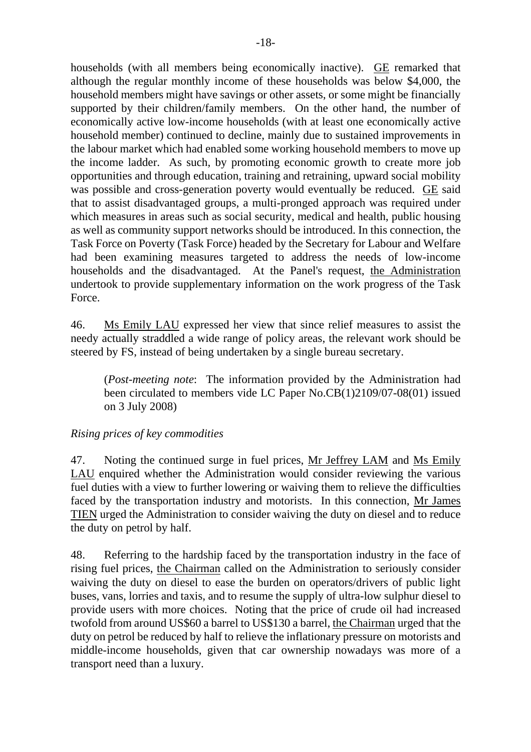households (with all members being economically inactive). GE remarked that although the regular monthly income of these households was below $4,000, the household members might have savings or other assets, or some might be financially supported by their children/family members. On the other hand, the number of economically active low-income households (with at least one economically active household member) continued to decline, mainly due to sustained improvements in the labour market which had enabled some working household members to move up the income ladder. As such, by promoting economic growth to create more job opportunities and through education, training and retraining, upward social mobility was possible and cross-generation poverty would eventually be reduced. GE said that to assist disadvantaged groups, a multi-pronged approach was required under which measures in areas such as social security, medical and health, public housing as well as community support networks should be introduced. In this connection, the Task Force on Poverty (Task Force) headed by the Secretary for Labour and Welfare had been examining measures targeted to address the needs of low-income households and the disadvantaged. At the Panel's request, the Administration undertook to provide supplementary information on the work progress of the Task Force.

46. Ms Emily LAU expressed her view that since relief measures to assist the needy actually straddled a wide range of policy areas, the relevant work should be steered by FS, instead of being undertaken by a single bureau secretary.

> (*Post-meeting note*: The information provided by the Administration had been circulated to members vide LC Paper No.CB(1)2109/07-08(01) issued on 3 July 2008)

*Rising prices of key commodities*

47. Noting the continued surge in fuel prices, Mr Jeffrey LAM and Ms Emily LAU enquired whether the Administration would consider reviewing the various fuel duties with a view to further lowering or waiving them to relieve the difficulties faced by the transportation industry and motorists. In this connection, Mr James TIEN urged the Administration to consider waiving the duty on diesel and to reduce the duty on petrol by half.

48. Referring to the hardship faced by the transportation industry in the face of rising fuel prices, the Chairman called on the Administration to seriously consider waiving the duty on diesel to ease the burden on operators/drivers of public light buses, vans, lorries and taxis, and to resume the supply of ultra-low sulphur diesel to provide users with more choices. Noting that the price of crude oil had increased twofold from around US$60 a barrel to US$130 a barrel, the Chairman urged that the duty on petrol be reduced by half to relieve the inflationary pressure on motorists and middle-income households, given that car ownership nowadays was more of a transport need than a luxury.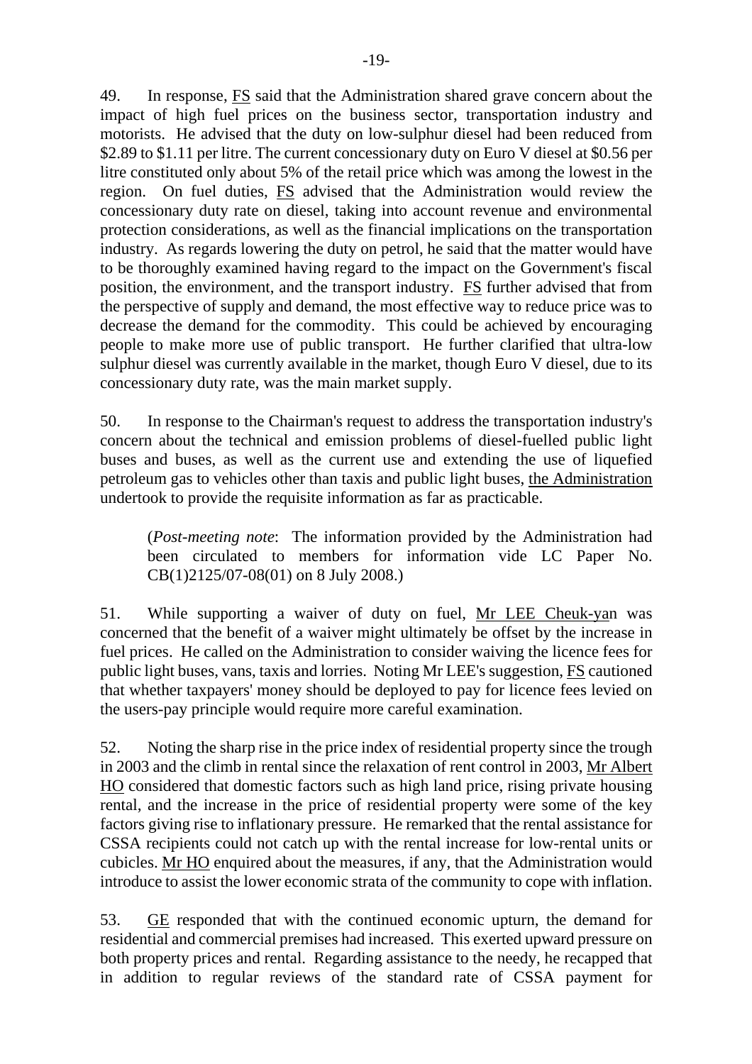49. In response, FS said that the Administration shared grave concern about the impact of high fuel prices on the business sector, transportation industry and motorists. He advised that the duty on low-sulphur diesel had been reduced from $2.89 to $1.11 per litre. The current concessionary duty on Euro V diesel at $0.56 per litre constituted only about 5% of the retail price which was among the lowest in the region. On fuel duties, FS advised that the Administration would review the concessionary duty rate on diesel, taking into account revenue and environmental protection considerations, as well as the financial implications on the transportation industry. As regards lowering the duty on petrol, he said that the matter would have to be thoroughly examined having regard to the impact on the Government's fiscal position, the environment, and the transport industry. FS further advised that from the perspective of supply and demand, the most effective way to reduce price was to decrease the demand for the commodity. This could be achieved by encouraging people to make more use of public transport. He further clarified that ultra-low sulphur diesel was currently available in the market, though Euro V diesel, due to its concessionary duty rate, was the main market supply.

50. In response to the Chairman's request to address the transportation industry's concern about the technical and emission problems of diesel-fuelled public light buses and buses, as well as the current use and extending the use of liquefied petroleum gas to vehicles other than taxis and public light buses, the Administration undertook to provide the requisite information as far as practicable.

> (*Post-meeting note*: The information provided by the Administration had been circulated to members for information vide LC Paper No. CB(1)2125/07-08(01) on 8 July 2008.)

51. While supporting a waiver of duty on fuel, Mr LEE Cheuk-yan was concerned that the benefit of a waiver might ultimately be offset by the increase in fuel prices. He called on the Administration to consider waiving the licence fees for public light buses, vans, taxis and lorries. Noting Mr LEE's suggestion, FS cautioned that whether taxpayers' money should be deployed to pay for licence fees levied on the users-pay principle would require more careful examination.

52. Noting the sharp rise in the price index of residential property since the trough in 2003 and the climb in rental since the relaxation of rent control in 2003, Mr Albert HO considered that domestic factors such as high land price, rising private housing rental, and the increase in the price of residential property were some of the key factors giving rise to inflationary pressure. He remarked that the rental assistance for CSSA recipients could not catch up with the rental increase for low-rental units or cubicles. Mr HO enquired about the measures, if any, that the Administration would introduce to assist the lower economic strata of the community to cope with inflation.

53. GE responded that with the continued economic upturn, the demand for residential and commercial premises had increased. This exerted upward pressure on both property prices and rental. Regarding assistance to the needy, he recapped that in addition to regular reviews of the standard rate of CSSA payment for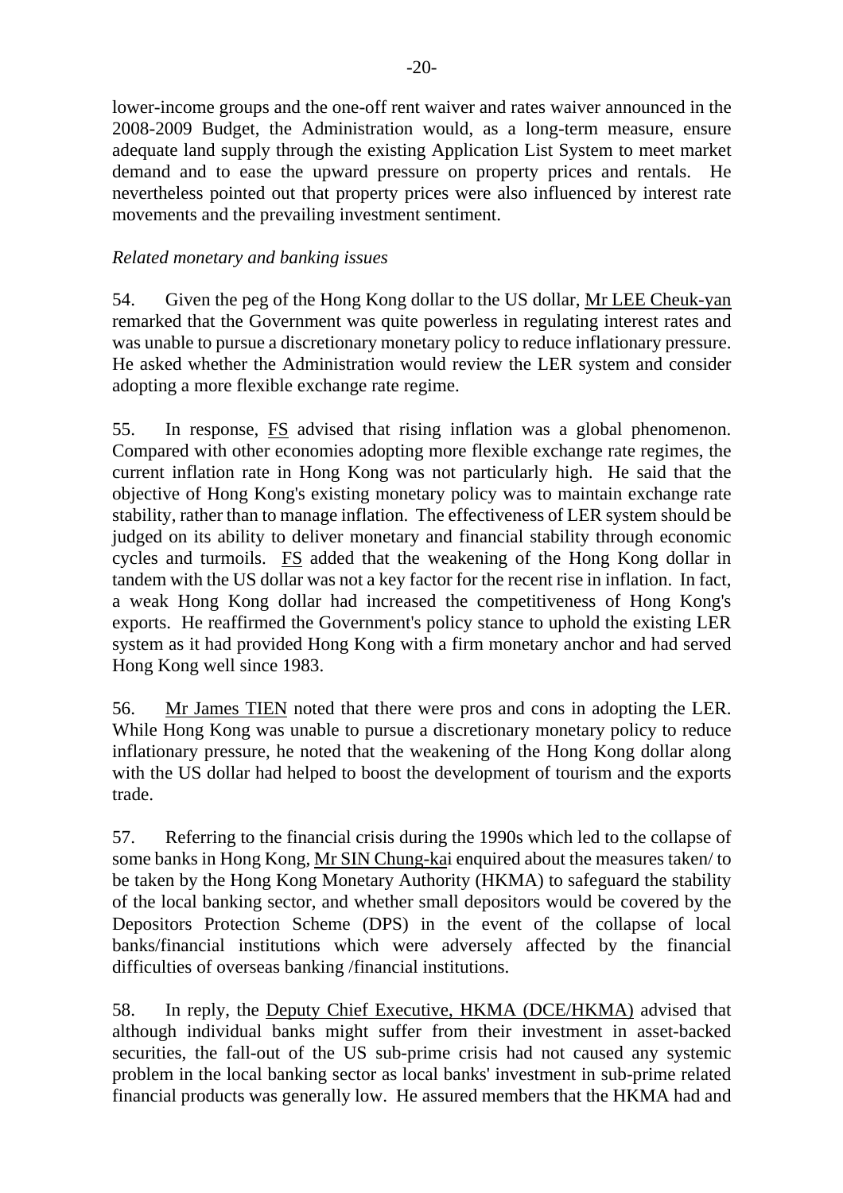lower-income groups and the one-off rent waiver and rates waiver announced in the 2008-2009 Budget, the Administration would, as a long-term measure, ensure adequate land supply through the existing Application List System to meet market demand and to ease the upward pressure on property prices and rentals. He nevertheless pointed out that property prices were also influenced by interest rate movements and the prevailing investment sentiment.

*Related monetary and banking issues*

54. Given the peg of the Hong Kong dollar to the US dollar, Mr LEE Cheuk-yan remarked that the Government was quite powerless in regulating interest rates and was unable to pursue a discretionary monetary policy to reduce inflationary pressure. He asked whether the Administration would review the LER system and consider adopting a more flexible exchange rate regime.

55. In response, FS advised that rising inflation was a global phenomenon. Compared with other economies adopting more flexible exchange rate regimes, the current inflation rate in Hong Kong was not particularly high. He said that the objective of Hong Kong's existing monetary policy was to maintain exchange rate stability, rather than to manage inflation. The effectiveness of LER system should be judged on its ability to deliver monetary and financial stability through economic cycles and turmoils. FS added that the weakening of the Hong Kong dollar in tandem with the US dollar was not a key factor for the recent rise in inflation. In fact, a weak Hong Kong dollar had increased the competitiveness of Hong Kong's exports. He reaffirmed the Government's policy stance to uphold the existing LER system as it had provided Hong Kong with a firm monetary anchor and had served Hong Kong well since 1983.

56. Mr James TIEN noted that there were pros and cons in adopting the LER. While Hong Kong was unable to pursue a discretionary monetary policy to reduce inflationary pressure, he noted that the weakening of the Hong Kong dollar along with the US dollar had helped to boost the development of tourism and the exports trade.

57. Referring to the financial crisis during the 1990s which led to the collapse of some banks in Hong Kong, Mr SIN Chung-kai enquired about the measures taken/ to be taken by the Hong Kong Monetary Authority (HKMA) to safeguard the stability of the local banking sector, and whether small depositors would be covered by the Depositors Protection Scheme (DPS) in the event of the collapse of local banks/financial institutions which were adversely affected by the financial difficulties of overseas banking /financial institutions.

58. In reply, the Deputy Chief Executive, HKMA (DCE/HKMA) advised that although individual banks might suffer from their investment in asset-backed securities, the fall-out of the US sub-prime crisis had not caused any systemic problem in the local banking sector as local banks' investment in sub-prime related financial products was generally low. He assured members that the HKMA had and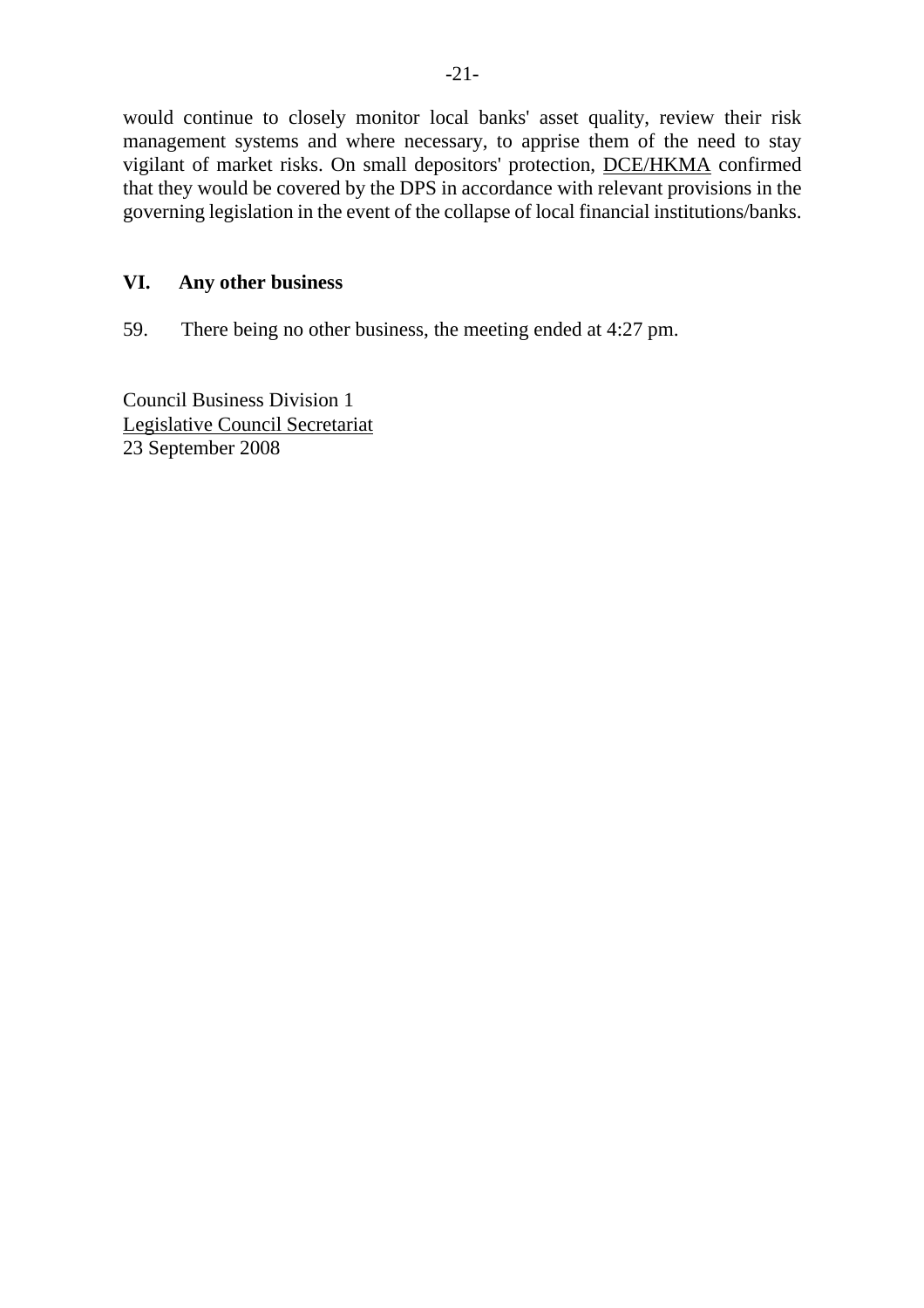would continue to closely monitor local banks' asset quality, review their risk management systems and where necessary, to apprise them of the need to stay vigilant of market risks. On small depositors' protection, DCE/HKMA confirmed that they would be covered by the DPS in accordance with relevant provisions in the governing legislation in the event of the collapse of local financial institutions/banks.

## VI. Any other business

59. There being no other business, the meeting ended at 4:27 pm.

Council Business Division 1
Legislative Council Secretariat
23 September 2008